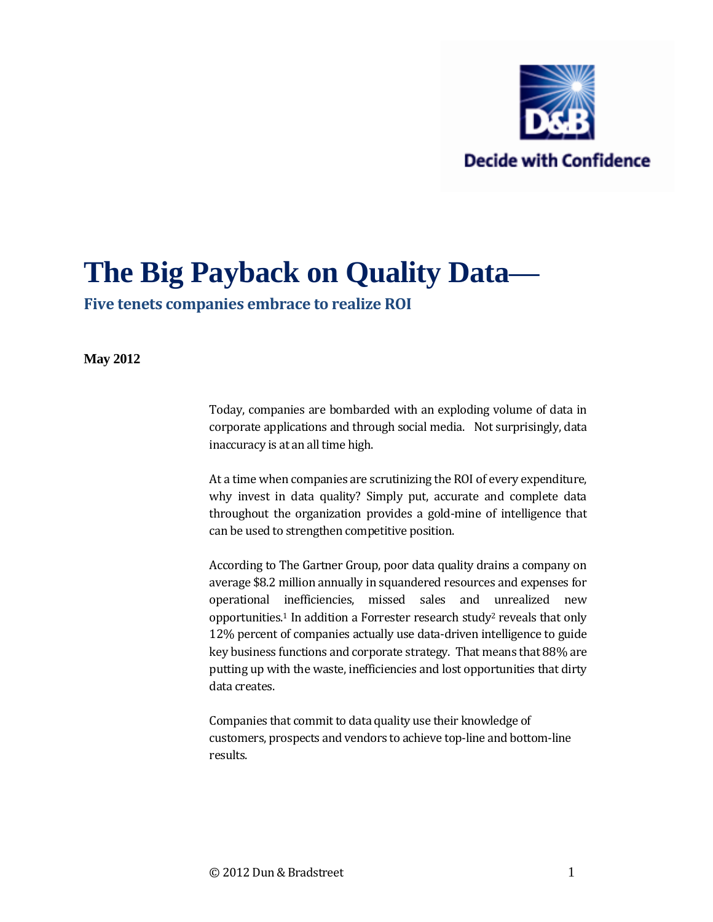Decide with Confidence

# The Big Payback on Quality Data—

## Five tenets companies embrace to realize ROI

**May 2012**

Today, companies are bombarded with an exploding volume of data in corporate applications and through social media. Not surprisingly, data inaccuracy is at an all time high.

At a time when companies are scrutinizing the ROI of every expenditure, why invest in data quality? Simply put, accurate and complete data throughout the organization provides a gold-mine of intelligence that can be used to strengthen competitive position.

According to The Gartner Group, poor data quality drains a company on average $8.2 million annually in squandered resources and expenses for operational inefficiencies, missed sales and unrealized new opportunities.[1] In addition a Forrester research study[2] reveals that only 12% percent of companies actually use data-driven intelligence to guide key business functions and corporate strategy. That means that 88% are putting up with the waste, inefficiencies and lost opportunities that dirty data creates.

Companies that commit to data quality use their knowledge of customers, prospects and vendors to achieve top-line and bottom-line results.

© 2012 Dun & Bradstreet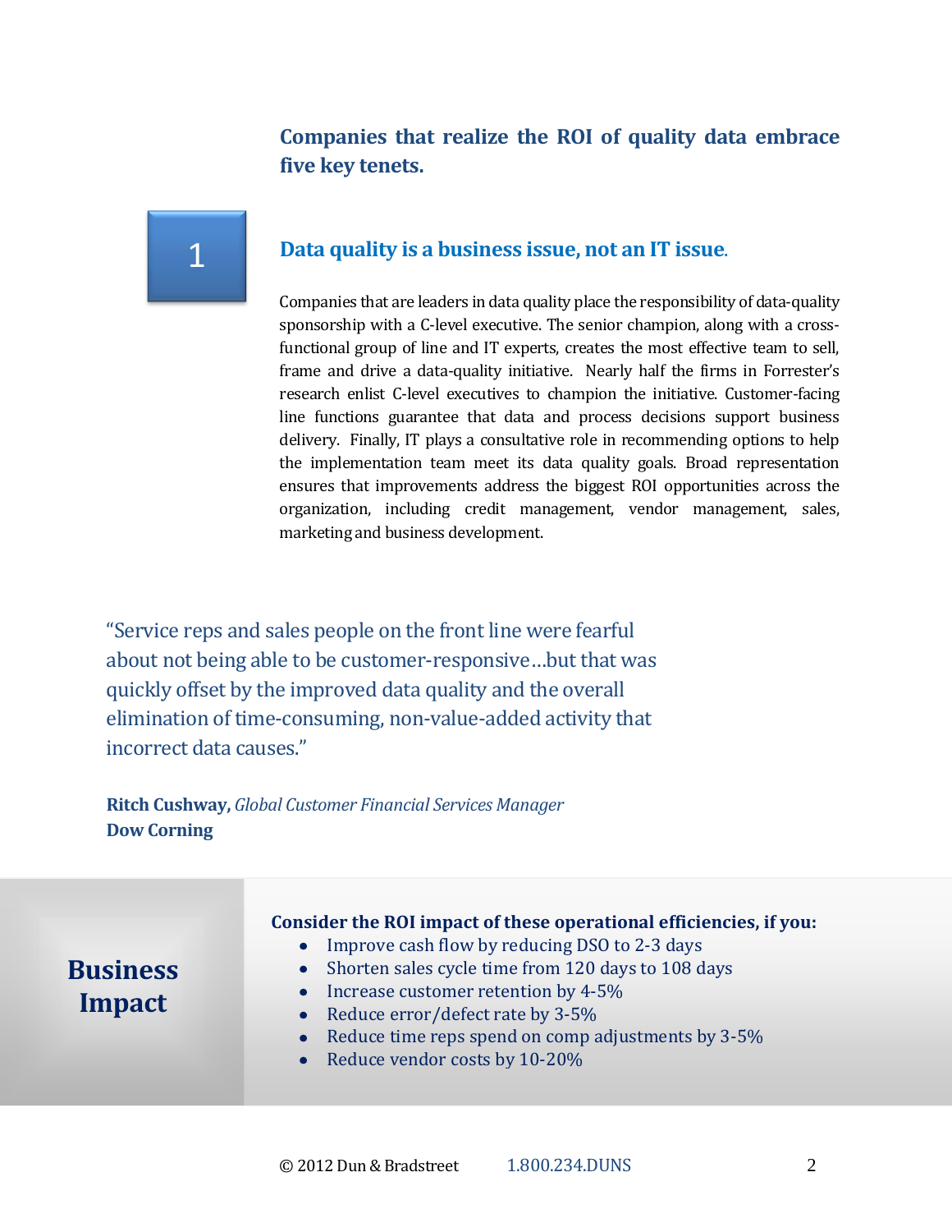**Companies that realize the ROI of quality data embrace five key tenets.**

## 1 Data quality is a business issue, not an IT issue.

Companies that are leaders in data quality place the responsibility of data-quality sponsorship with a C-level executive. The senior champion, along with a cross-functional group of line and IT experts, creates the most effective team to sell, frame and drive a data-quality initiative. Nearly half the firms in Forrester's research enlist C-level executives to champion the initiative. Customer-facing line functions guarantee that data and process decisions support business delivery. Finally, IT plays a consultative role in recommending options to help the implementation team meet its data quality goals. Broad representation ensures that improvements address the biggest ROI opportunities across the organization, including credit management, vendor management, sales, marketing and business development.

"Service reps and sales people on the front line were fearful about not being able to be customer-responsive…but that was quickly offset by the improved data quality and the overall elimination of time-consuming, non-value-added activity that incorrect data causes."

**Ritch Cushway,** *Global Customer Financial Services Manager*
**Dow Corning**

### Business Impact

**Consider the ROI impact of these operational efficiencies, if you:**

- Improve cash flow by reducing DSO to 2-3 days
- Shorten sales cycle time from 120 days to 108 days
- Increase customer retention by 4-5%
- Reduce error/defect rate by 3-5%
- Reduce time reps spend on comp adjustments by 3-5%
- Reduce vendor costs by 10-20%

© 2012 Dun & Bradstreet 1.800.234.DUNS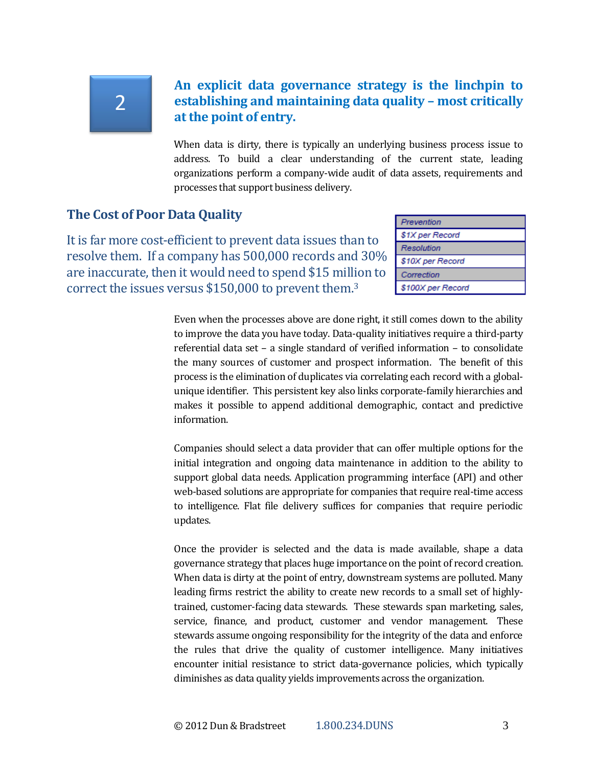## 2

## An explicit data governance strategy is the linchpin to establishing and maintaining data quality – most critically at the point of entry.

When data is dirty, there is typically an underlying business process issue to address. To build a clear understanding of the current state, leading organizations perform a company-wide audit of data assets, requirements and processes that support business delivery.

### The Cost of Poor Data Quality

It is far more cost-efficient to prevent data issues than to resolve them. If a company has 500,000 records and 30% are inaccurate, then it would need to spend $15 million to correct the issues versus $150,000 to prevent them.[3]

| *Prevention* |
| --- |
| *$1X per Record* |
| *Resolution* |
| *$10X per Record* |
| *Correction* |
| *$100X per Record* |

Even when the processes above are done right, it still comes down to the ability to improve the data you have today. Data-quality initiatives require a third-party referential data set – a single standard of verified information – to consolidate the many sources of customer and prospect information. The benefit of this process is the elimination of duplicates via correlating each record with a global-unique identifier. This persistent key also links corporate-family hierarchies and makes it possible to append additional demographic, contact and predictive information.

Companies should select a data provider that can offer multiple options for the initial integration and ongoing data maintenance in addition to the ability to support global data needs. Application programming interface (API) and other web-based solutions are appropriate for companies that require real-time access to intelligence. Flat file delivery suffices for companies that require periodic updates.

Once the provider is selected and the data is made available, shape a data governance strategy that places huge importance on the point of record creation. When data is dirty at the point of entry, downstream systems are polluted. Many leading firms restrict the ability to create new records to a small set of highly-trained, customer-facing data stewards. These stewards span marketing, sales, service, finance, and product, customer and vendor management. These stewards assume ongoing responsibility for the integrity of the data and enforce the rules that drive the quality of customer intelligence. Many initiatives encounter initial resistance to strict data-governance policies, which typically diminishes as data quality yields improvements across the organization.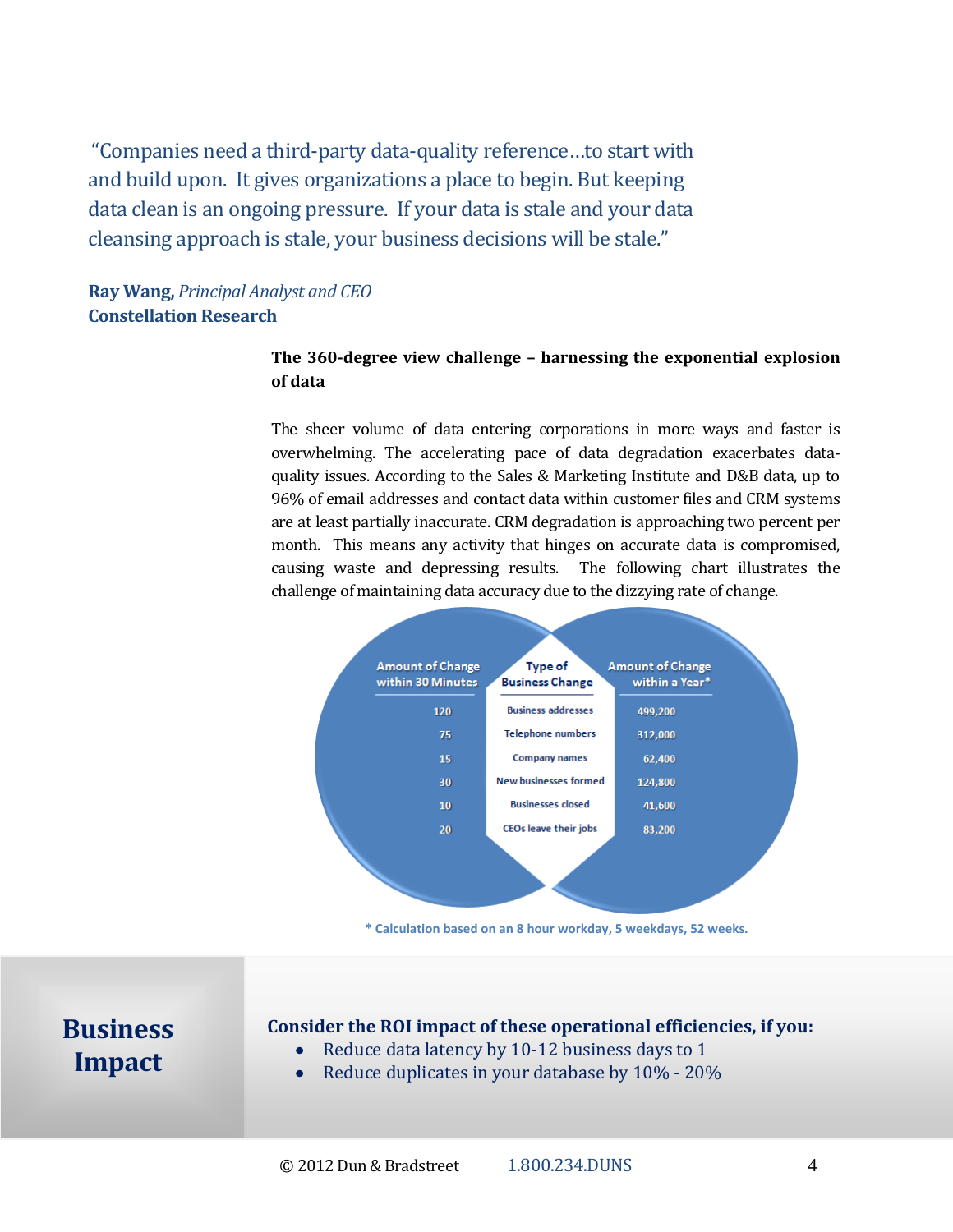"Companies need a third-party data-quality reference…to start with and build upon. It gives organizations a place to begin. But keeping data clean is an ongoing pressure. If your data is stale and your data cleansing approach is stale, your business decisions will be stale."

**Ray Wang**, *Principal Analyst and CEO*
**Constellation Research**

**The 360-degree view challenge – harnessing the exponential explosion of data**

The sheer volume of data entering corporations in more ways and faster is overwhelming. The accelerating pace of data degradation exacerbates data-quality issues. According to the Sales & Marketing Institute and D&B data, up to 96% of email addresses and contact data within customer files and CRM systems are at least partially inaccurate. CRM degradation is approaching two percent per month. This means any activity that hinges on accurate data is compromised, causing waste and depressing results. The following chart illustrates the challenge of maintaining data accuracy due to the dizzying rate of change.

| Amount of Change within 30 Minutes | Type of Business Change | Amount of Change within a Year* |
|---|---|---|
| 120 | Business addresses | 499,200 |
| 75 | Telephone numbers | 312,000 |
| 15 | Company names | 62,400 |
| 30 | New businesses formed | 124,800 |
| 10 | Businesses closed | 41,600 |
| 20 | CEOs leave their jobs | 83,200 |

* Calculation based on an 8 hour workday, 5 weekdays, 52 weeks.

## Business Impact

**Consider the ROI impact of these operational efficiencies, if you:**

- Reduce data latency by 10-12 business days to 1
- Reduce duplicates in your database by 10% - 20%

© 2012 Dun & Bradstreet 1.800.234.DUNS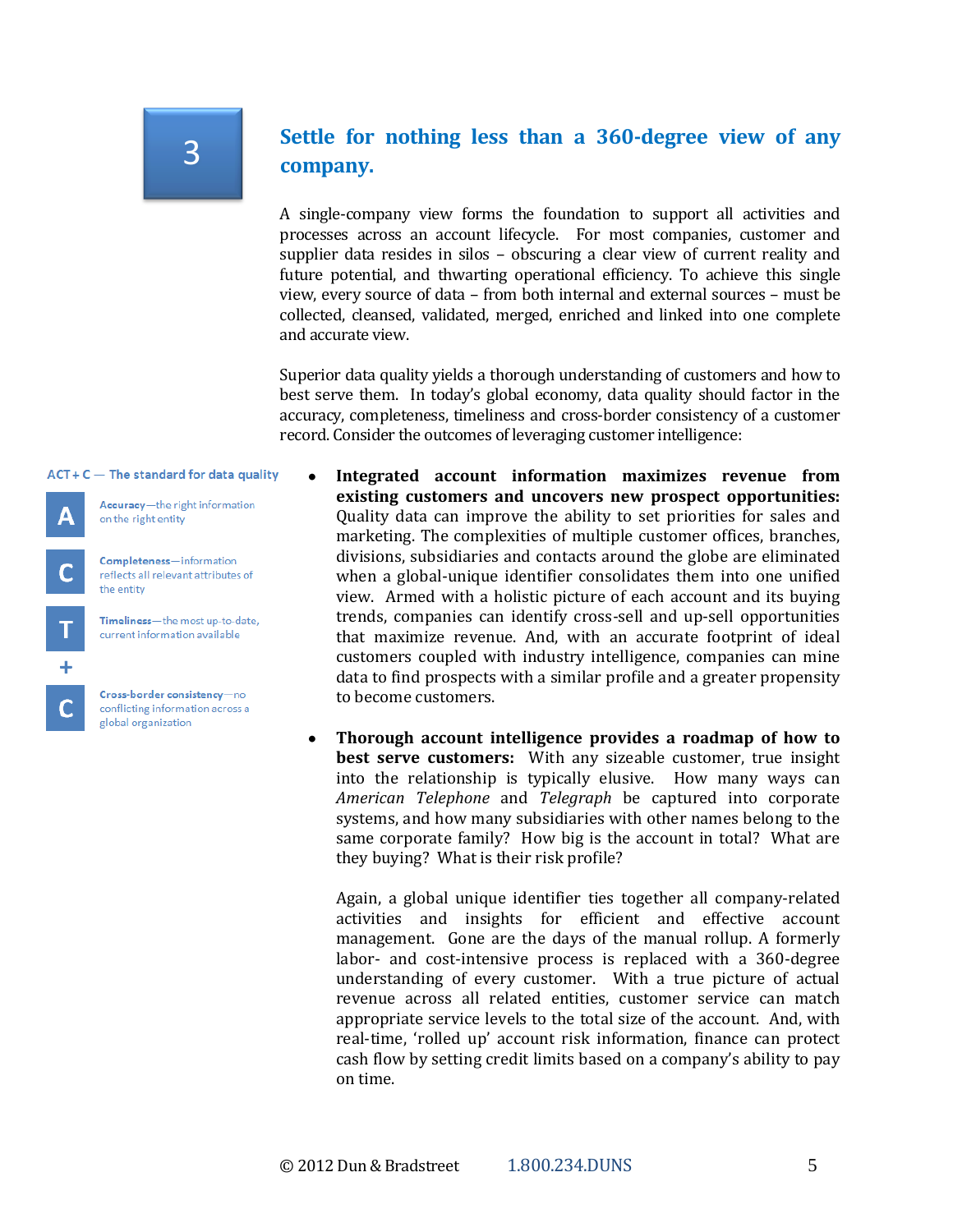## 3 Settle for nothing less than a 360-degree view of any company.

A single-company view forms the foundation to support all activities and processes across an account lifecycle. For most companies, customer and supplier data resides in silos – obscuring a clear view of current reality and future potential, and thwarting operational efficiency. To achieve this single view, every source of data – from both internal and external sources – must be collected, cleansed, validated, merged, enriched and linked into one complete and accurate view.

Superior data quality yields a thorough understanding of customers and how to best serve them. In today's global economy, data quality should factor in the accuracy, completeness, timeliness and cross-border consistency of a customer record. Consider the outcomes of leveraging customer intelligence:

**ACT + C — The standard for data quality**

- **A** — **Accuracy**—the right information on the right entity
- **C** — **Completeness**—information reflects all relevant attributes of the entity
- **T** — **Timeliness**—the most up-to-date, current information available
- **+**
- **C** — **Cross-border consistency**—no conflicting information across a global organization

- **Integrated account information maximizes revenue from existing customers and uncovers new prospect opportunities:** Quality data can improve the ability to set priorities for sales and marketing. The complexities of multiple customer offices, branches, divisions, subsidiaries and contacts around the globe are eliminated when a global-unique identifier consolidates them into one unified view. Armed with a holistic picture of each account and its buying trends, companies can identify cross-sell and up-sell opportunities that maximize revenue. And, with an accurate footprint of ideal customers coupled with industry intelligence, companies can mine data to find prospects with a similar profile and a greater propensity to become customers.

- **Thorough account intelligence provides a roadmap of how to best serve customers:** With any sizeable customer, true insight into the relationship is typically elusive. How many ways can *American Telephone* and *Telegraph* be captured into corporate systems, and how many subsidiaries with other names belong to the same corporate family? How big is the account in total? What are they buying? What is their risk profile?

  Again, a global unique identifier ties together all company-related activities and insights for efficient and effective account management. Gone are the days of the manual rollup. A formerly labor- and cost-intensive process is replaced with a 360-degree understanding of every customer. With a true picture of actual revenue across all related entities, customer service can match appropriate service levels to the total size of the account. And, with real-time, 'rolled up' account risk information, finance can protect cash flow by setting credit limits based on a company's ability to pay on time.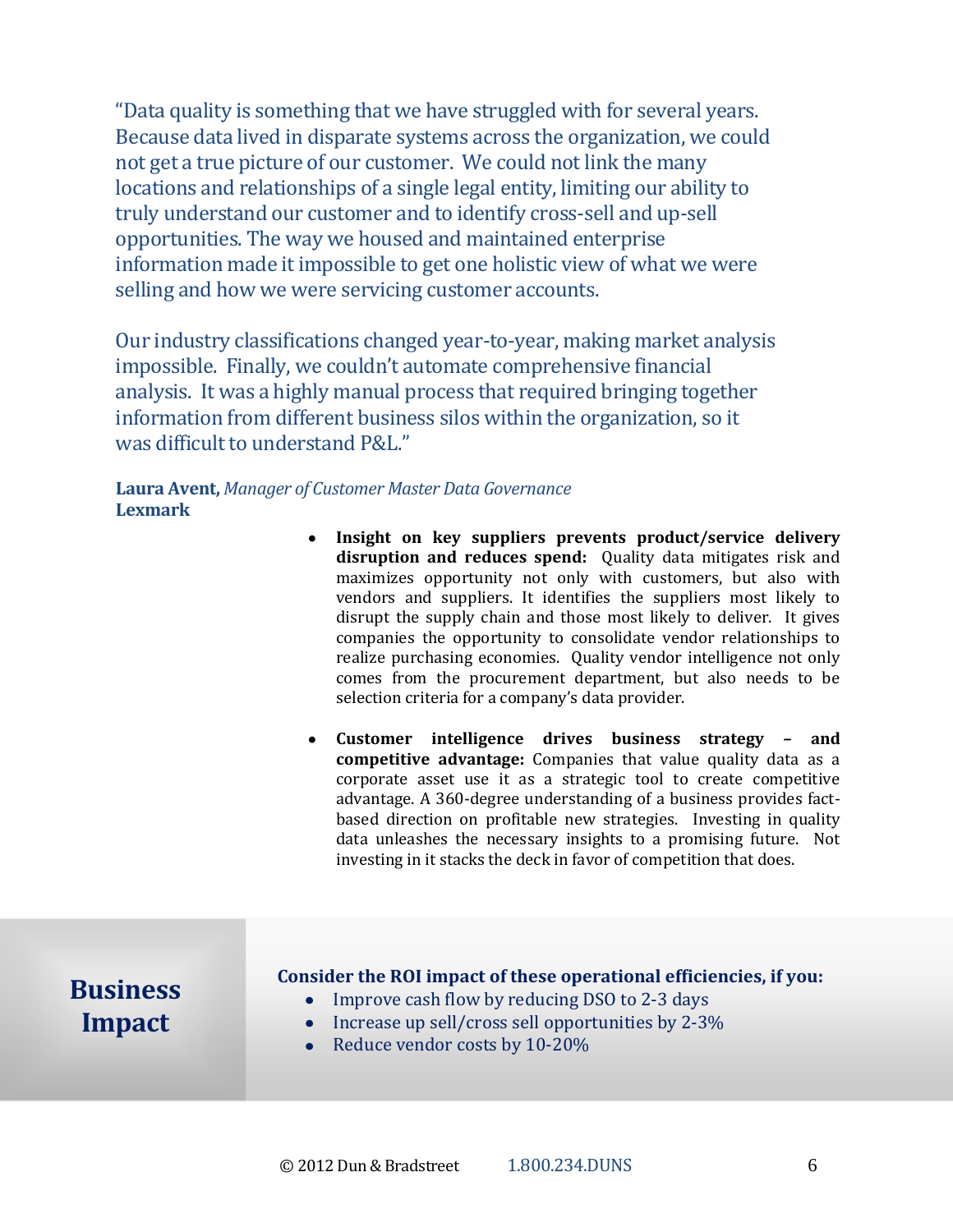"Data quality is something that we have struggled with for several years. Because data lived in disparate systems across the organization, we could not get a true picture of our customer. We could not link the many locations and relationships of a single legal entity, limiting our ability to truly understand our customer and to identify cross-sell and up-sell opportunities. The way we housed and maintained enterprise information made it impossible to get one holistic view of what we were selling and how we were servicing customer accounts.

Our industry classifications changed year-to-year, making market analysis impossible. Finally, we couldn't automate comprehensive financial analysis. It was a highly manual process that required bringing together information from different business silos within the organization, so it was difficult to understand P&L."

**Laura Avent,** *Manager of Customer Master Data Governance*
**Lexmark**

- **Insight on key suppliers prevents product/service delivery disruption and reduces spend:** Quality data mitigates risk and maximizes opportunity not only with customers, but also with vendors and suppliers. It identifies the suppliers most likely to disrupt the supply chain and those most likely to deliver. It gives companies the opportunity to consolidate vendor relationships to realize purchasing economies. Quality vendor intelligence not only comes from the procurement department, but also needs to be selection criteria for a company's data provider.

- **Customer intelligence drives business strategy – and competitive advantage:** Companies that value quality data as a corporate asset use it as a strategic tool to create competitive advantage. A 360-degree understanding of a business provides fact-based direction on profitable new strategies. Investing in quality data unleashes the necessary insights to a promising future. Not investing in it stacks the deck in favor of competition that does.

## Business Impact

**Consider the ROI impact of these operational efficiencies, if you:**

- Improve cash flow by reducing DSO to 2-3 days
- Increase up sell/cross sell opportunities by 2-3%
- Reduce vendor costs by 10-20%

© 2012 Dun & Bradstreet 1.800.234.DUNS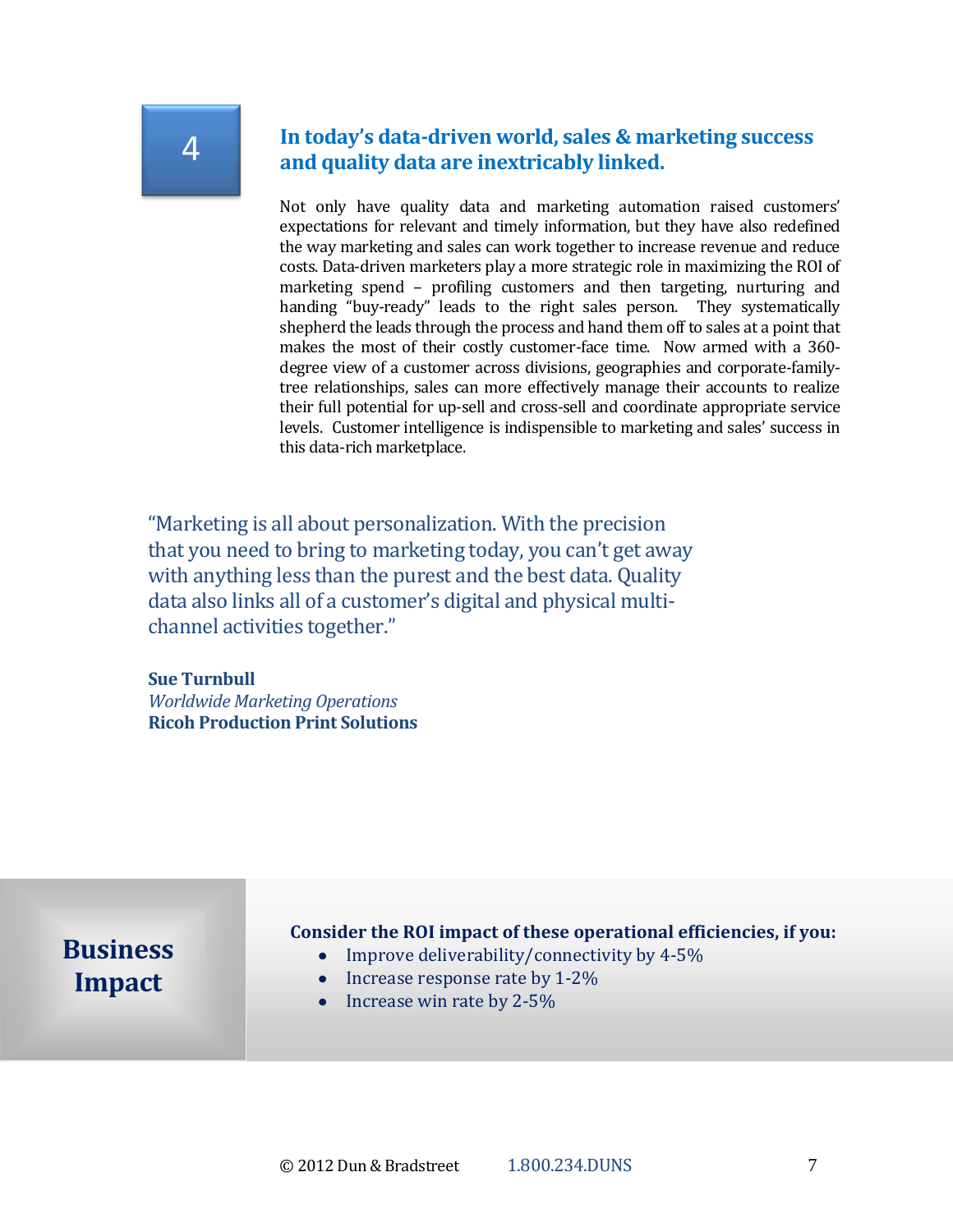4

## In today's data-driven world, sales & marketing success and quality data are inextricably linked.

Not only have quality data and marketing automation raised customers' expectations for relevant and timely information, but they have also redefined the way marketing and sales can work together to increase revenue and reduce costs. Data-driven marketers play a more strategic role in maximizing the ROI of marketing spend – profiling customers and then targeting, nurturing and handing "buy-ready" leads to the right sales person. They systematically shepherd the leads through the process and hand them off to sales at a point that makes the most of their costly customer-face time. Now armed with a 360-degree view of a customer across divisions, geographies and corporate-family-tree relationships, sales can more effectively manage their accounts to realize their full potential for up-sell and cross-sell and coordinate appropriate service levels. Customer intelligence is indispensible to marketing and sales' success in this data-rich marketplace.

"Marketing is all about personalization. With the precision that you need to bring to marketing today, you can't get away with anything less than the purest and the best data. Quality data also links all of a customer's digital and physical multi-channel activities together."

**Sue Turnbull**
*Worldwide Marketing Operations*
**Ricoh Production Print Solutions**

## Business Impact

**Consider the ROI impact of these operational efficiencies, if you:**

- Improve deliverability/connectivity by 4-5%
- Increase response rate by 1-2%
- Increase win rate by 2-5%

© 2012 Dun & Bradstreet 1.800.234.DUNS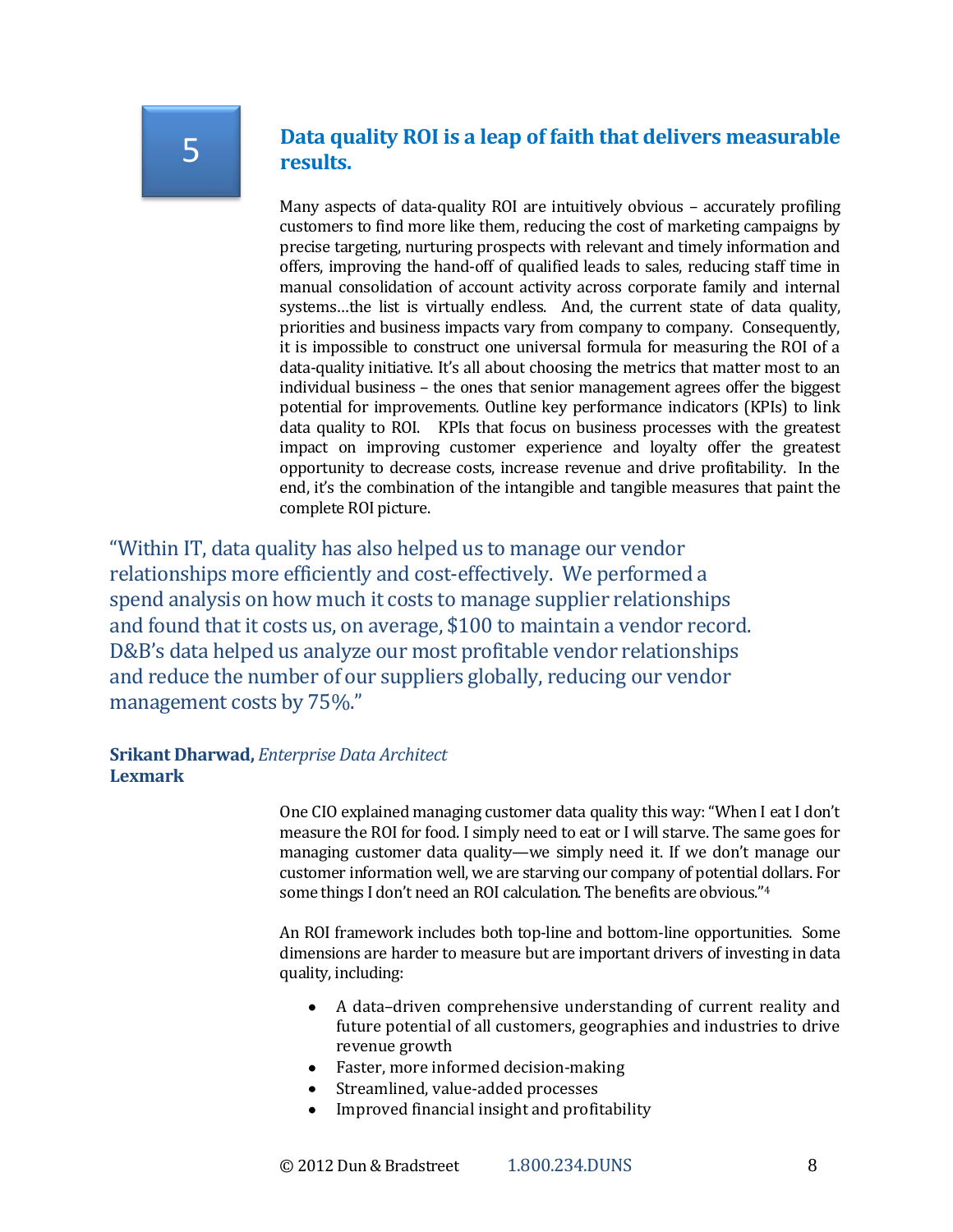## 5 Data quality ROI is a leap of faith that delivers measurable results.

Many aspects of data-quality ROI are intuitively obvious – accurately profiling customers to find more like them, reducing the cost of marketing campaigns by precise targeting, nurturing prospects with relevant and timely information and offers, improving the hand-off of qualified leads to sales, reducing staff time in manual consolidation of account activity across corporate family and internal systems…the list is virtually endless. And, the current state of data quality, priorities and business impacts vary from company to company. Consequently, it is impossible to construct one universal formula for measuring the ROI of a data-quality initiative. It's all about choosing the metrics that matter most to an individual business – the ones that senior management agrees offer the biggest potential for improvements. Outline key performance indicators (KPIs) to link data quality to ROI. KPIs that focus on business processes with the greatest impact on improving customer experience and loyalty offer the greatest opportunity to decrease costs, increase revenue and drive profitability. In the end, it's the combination of the intangible and tangible measures that paint the complete ROI picture.

> "Within IT, data quality has also helped us to manage our vendor relationships more efficiently and cost-effectively. We performed a spend analysis on how much it costs to manage supplier relationships and found that it costs us, on average, $100 to maintain a vendor record. D&B's data helped us analyze our most profitable vendor relationships and reduce the number of our suppliers globally, reducing our vendor management costs by 75%."

**Srikant Dharwad,** *Enterprise Data Architect*
**Lexmark**

One CIO explained managing customer data quality this way: "When I eat I don't measure the ROI for food. I simply need to eat or I will starve. The same goes for managing customer data quality—we simply need it. If we don't manage our customer information well, we are starving our company of potential dollars. For some things I don't need an ROI calculation. The benefits are obvious."[4]

An ROI framework includes both top-line and bottom-line opportunities. Some dimensions are harder to measure but are important drivers of investing in data quality, including:

- A data–driven comprehensive understanding of current reality and future potential of all customers, geographies and industries to drive revenue growth
- Faster, more informed decision-making
- Streamlined, value-added processes
- Improved financial insight and profitability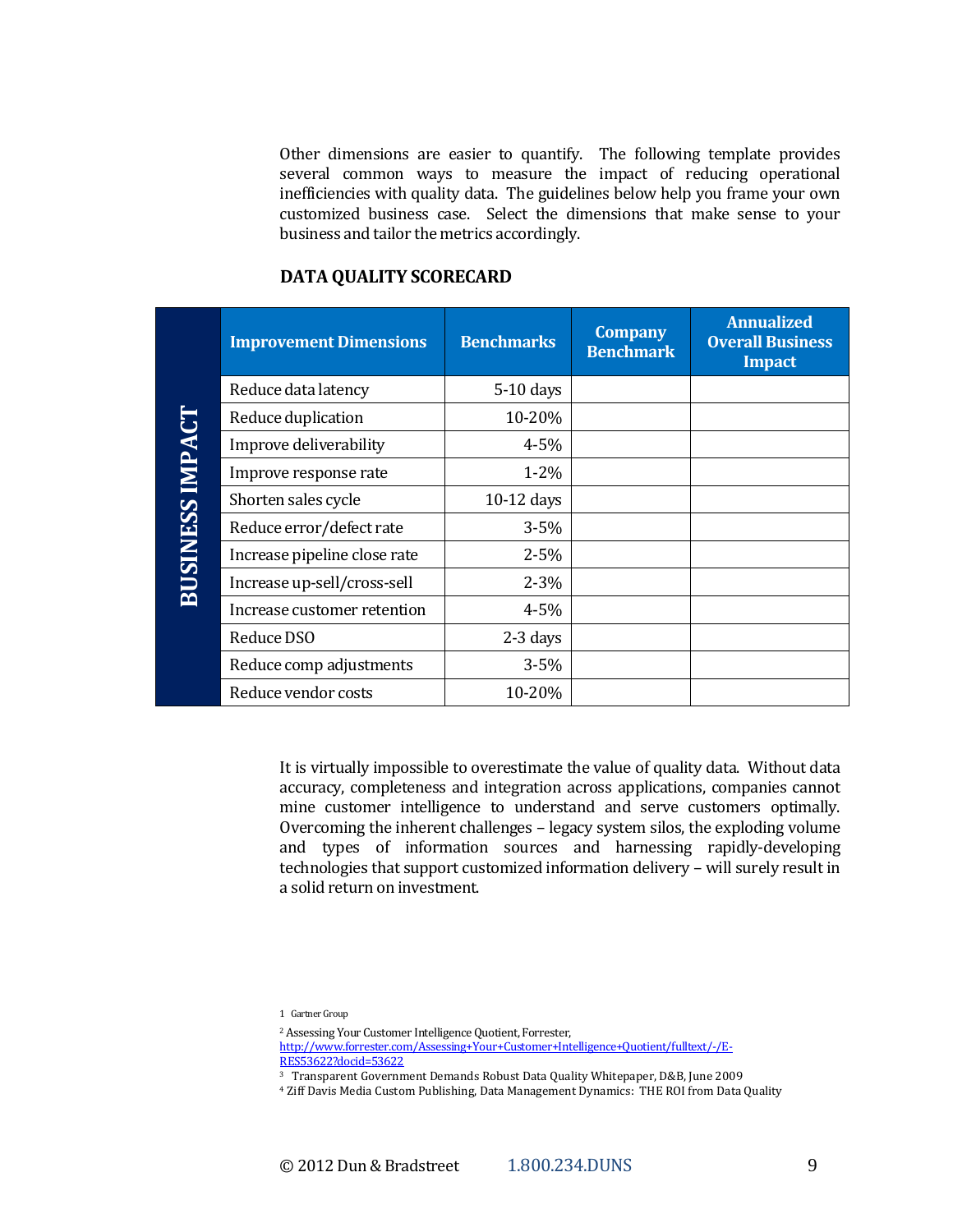Other dimensions are easier to quantify. The following template provides several common ways to measure the impact of reducing operational inefficiencies with quality data. The guidelines below help you frame your own customized business case. Select the dimensions that make sense to your business and tailor the metrics accordingly.

**DATA QUALITY SCORECARD**

| BUSINESS IMPACT | Improvement Dimensions | Benchmarks | Company Benchmark | Annualized Overall Business Impact |
|---|---|---|---|---|
| | Reduce data latency | 5-10 days | | |
| | Reduce duplication | 10-20% | | |
| | Improve deliverability | 4-5% | | |
| | Improve response rate | 1-2% | | |
| | Shorten sales cycle | 10-12 days | | |
| | Reduce error/defect rate | 3-5% | | |
| | Increase pipeline close rate | 2-5% | | |
| | Increase up-sell/cross-sell | 2-3% | | |
| | Increase customer retention | 4-5% | | |
| | Reduce DSO | 2-3 days | | |
| | Reduce comp adjustments | 3-5% | | |
| | Reduce vendor costs | 10-20% | | |

It is virtually impossible to overestimate the value of quality data. Without data accuracy, completeness and integration across applications, companies cannot mine customer intelligence to understand and serve customers optimally. Overcoming the inherent challenges – legacy system silos, the exploding volume and types of information sources and harnessing rapidly-developing technologies that support customized information delivery – will surely result in a solid return on investment.

1 Gartner Group

[2] Assessing Your Customer Intelligence Quotient, Forrester, http://www.forrester.com/Assessing+Your+Customer+Intelligence+Quotient/fulltext/-/E-RES53622?docid=53622

[3] Transparent Government Demands Robust Data Quality Whitepaper, D&B, June 2009

[4] Ziff Davis Media Custom Publishing, Data Management Dynamics: THE ROI from Data Quality

© 2012 Dun & Bradstreet 1.800.234.DUNS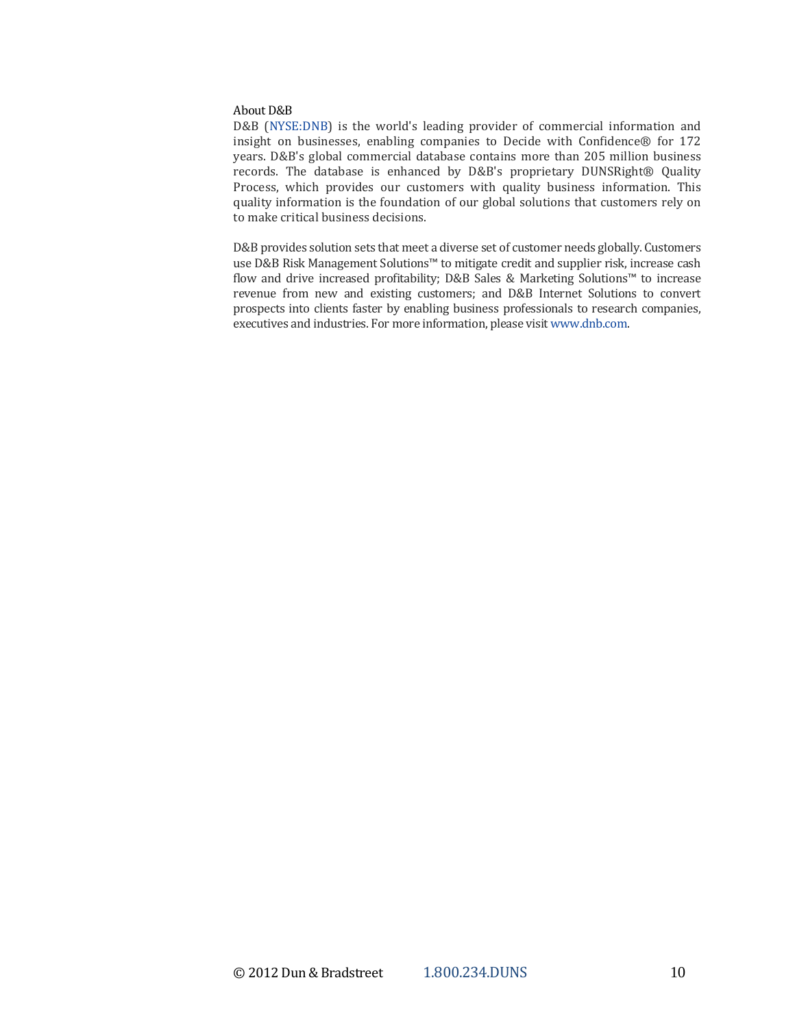## About D&B

D&B (NYSE:DNB) is the world's leading provider of commercial information and insight on businesses, enabling companies to Decide with Confidence® for 172 years. D&B's global commercial database contains more than 205 million business records. The database is enhanced by D&B's proprietary DUNSRight® Quality Process, which provides our customers with quality business information. This quality information is the foundation of our global solutions that customers rely on to make critical business decisions.

D&B provides solution sets that meet a diverse set of customer needs globally. Customers use D&B Risk Management Solutions™ to mitigate credit and supplier risk, increase cash flow and drive increased profitability; D&B Sales & Marketing Solutions™ to increase revenue from new and existing customers; and D&B Internet Solutions to convert prospects into clients faster by enabling business professionals to research companies, executives and industries. For more information, please visit www.dnb.com.